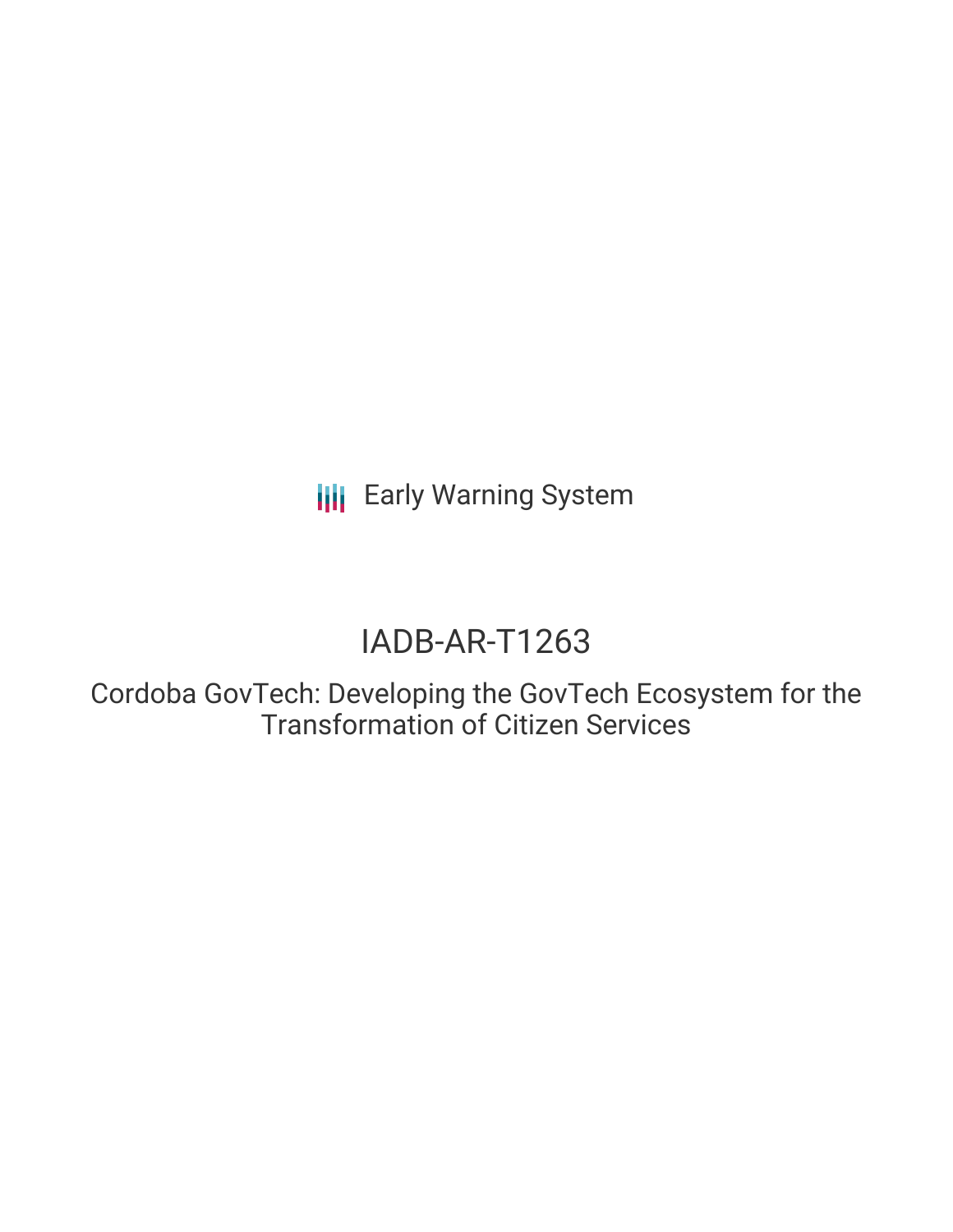Early Warning System

# IADB-AR-T1263

## Cordoba GovTech: Developing the GovTech Ecosystem for the Transformation of Citizen Services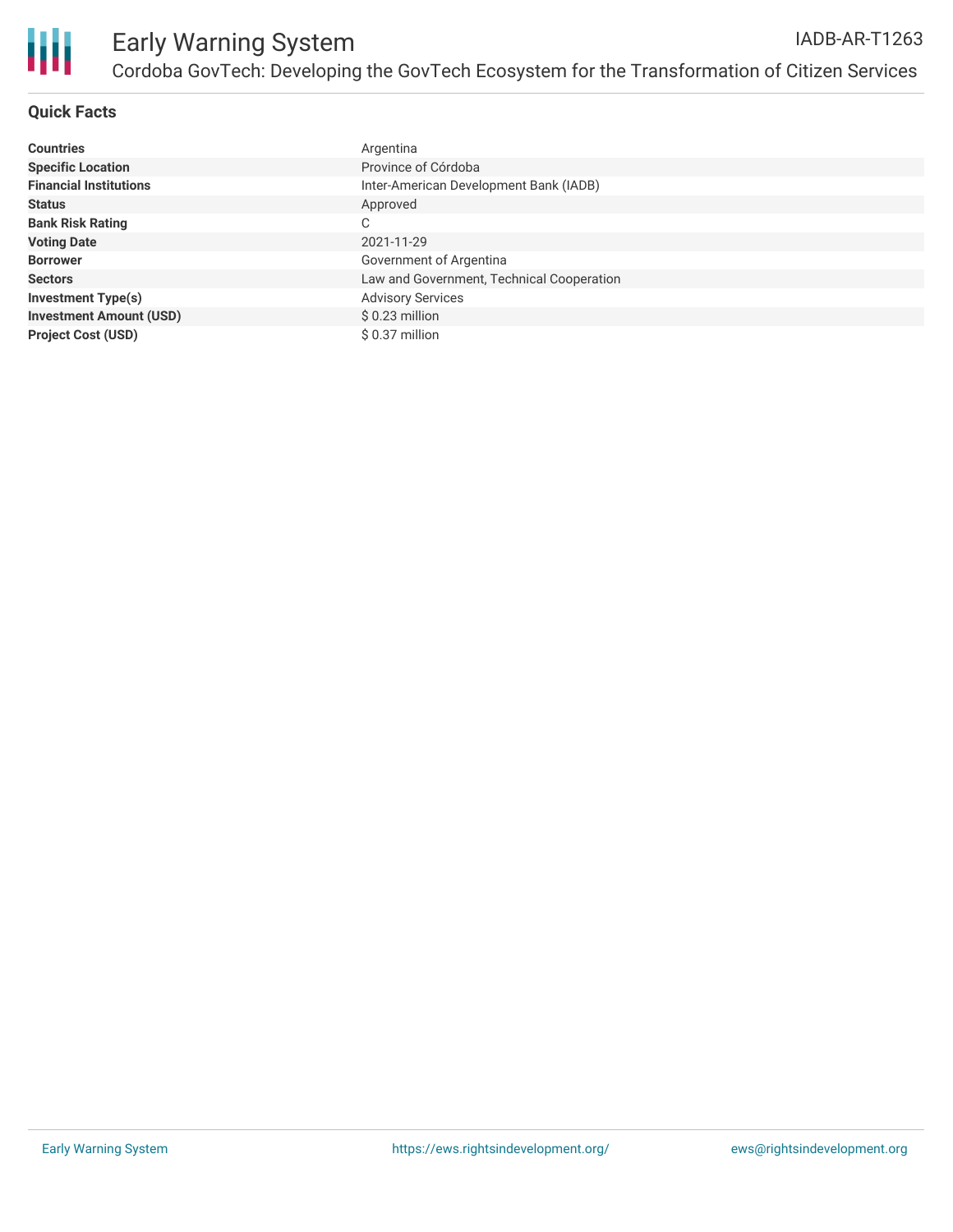# Early Warning System

IADB-AR-T1263

Cordoba GovTech: Developing the GovTech Ecosystem for the Transformation of Citizen Services

## Quick Facts

| | |
|---|---|
| **Countries** | Argentina |
| **Specific Location** | Province of Córdoba |
| **Financial Institutions** | Inter-American Development Bank (IADB) |
| **Status** | Approved |
| **Bank Risk Rating** | C |
| **Voting Date** | 2021-11-29 |
| **Borrower** | Government of Argentina |
| **Sectors** | Law and Government, Technical Cooperation |
| **Investment Type(s)** | Advisory Services |
| **Investment Amount (USD)** | $ 0.23 million |
| **Project Cost (USD)** | $ 0.37 million |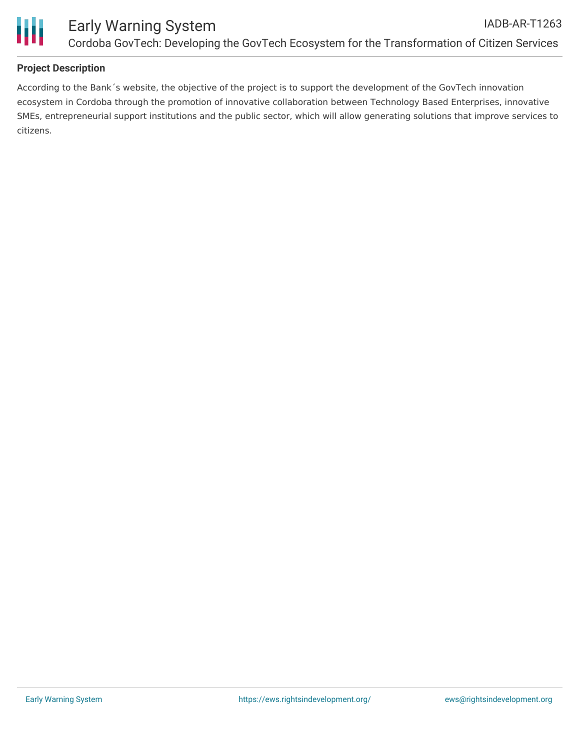**Project Description**

According to the Bank´s website, the objective of the project is to support the development of the GovTech innovation ecosystem in Cordoba through the promotion of innovative collaboration between Technology Based Enterprises, innovative SMEs, entrepreneurial support institutions and the public sector, which will allow generating solutions that improve services to citizens.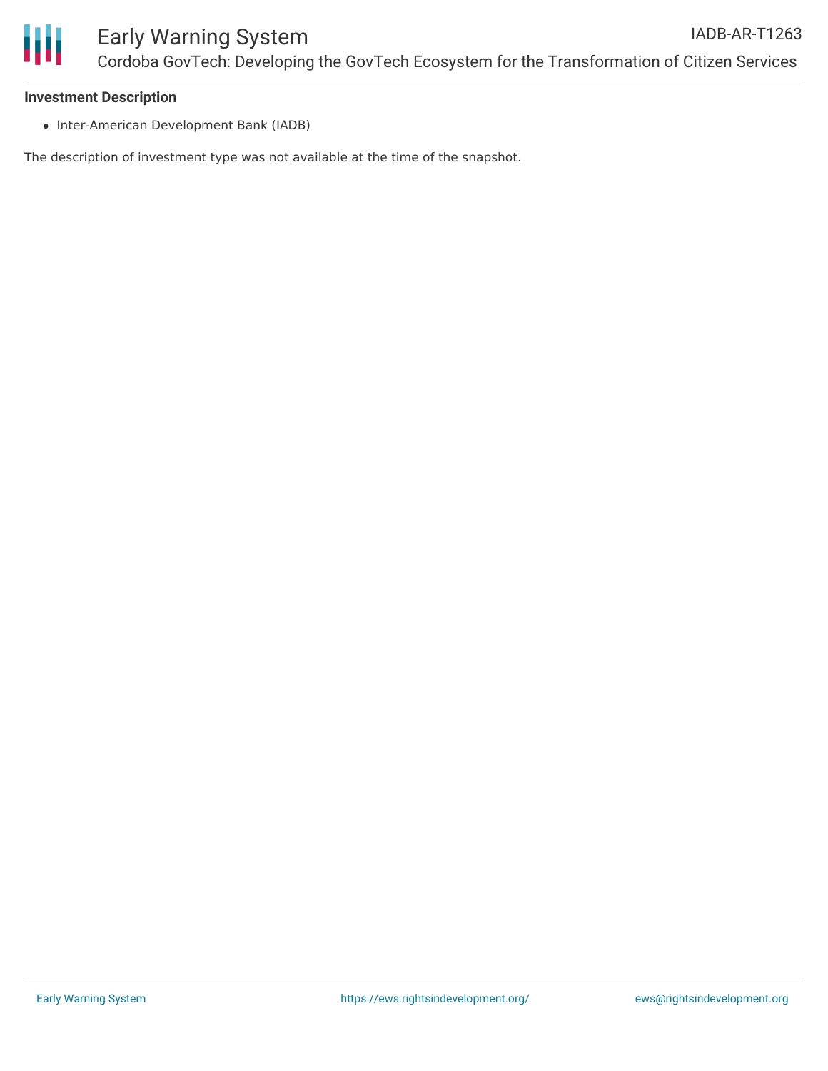**Investment Description**

- Inter-American Development Bank (IADB)

The description of investment type was not available at the time of the snapshot.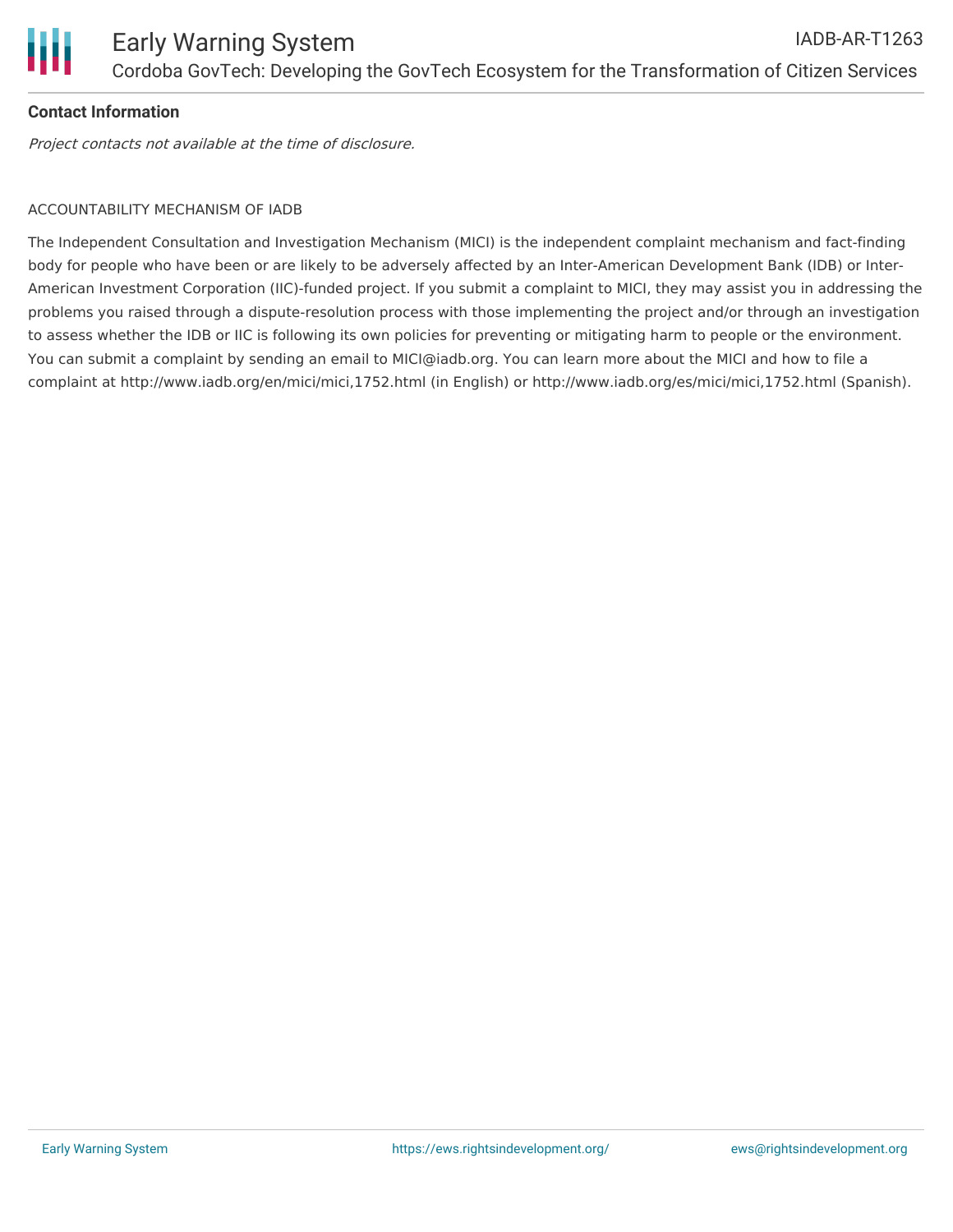**Contact Information**

*Project contacts not available at the time of disclosure.*

ACCOUNTABILITY MECHANISM OF IADB

The Independent Consultation and Investigation Mechanism (MICI) is the independent complaint mechanism and fact-finding body for people who have been or are likely to be adversely affected by an Inter-American Development Bank (IDB) or Inter-American Investment Corporation (IIC)-funded project. If you submit a complaint to MICI, they may assist you in addressing the problems you raised through a dispute-resolution process with those implementing the project and/or through an investigation to assess whether the IDB or IIC is following its own policies for preventing or mitigating harm to people or the environment. You can submit a complaint by sending an email to MICI@iadb.org. You can learn more about the MICI and how to file a complaint at http://www.iadb.org/en/mici/mici,1752.html (in English) or http://www.iadb.org/es/mici/mici,1752.html (Spanish).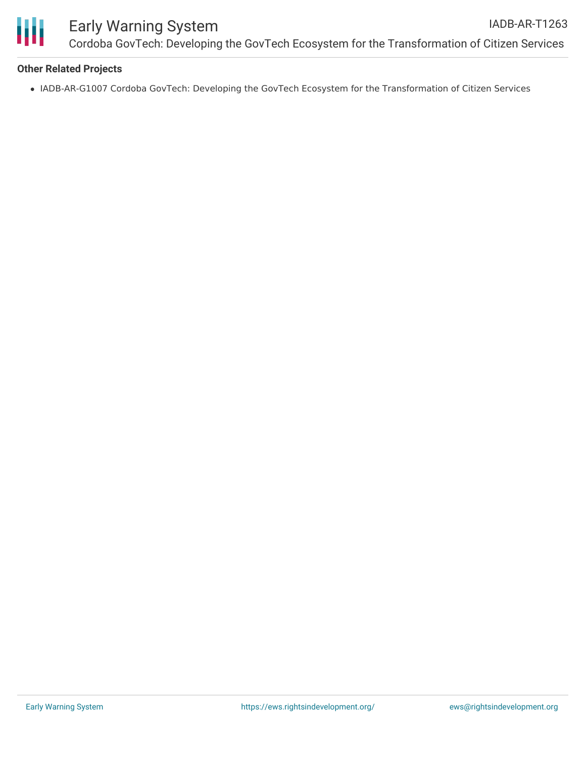**Other Related Projects**

- IADB-AR-G1007 Cordoba GovTech: Developing the GovTech Ecosystem for the Transformation of Citizen Services